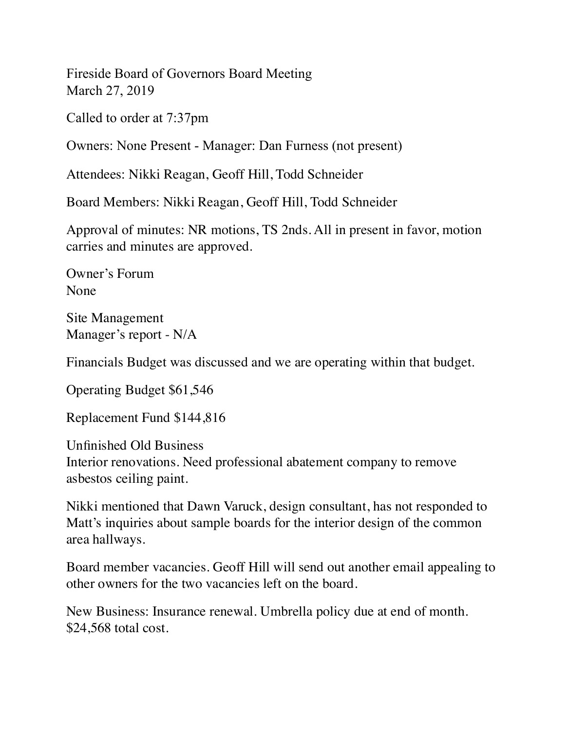Fireside Board of Governors Board Meeting
March 27, 2019

Called to order at 7:37pm

Owners: None Present - Manager: Dan Furness (not present)

Attendees: Nikki Reagan, Geoff Hill, Todd Schneider

Board Members: Nikki Reagan, Geoff Hill, Todd Schneider

Approval of minutes: NR motions, TS 2nds. All in present in favor, motion carries and minutes are approved.

Owner's Forum
None

Site Management
Manager's report - N/A

Financials Budget was discussed and we are operating within that budget.

Operating Budget $61,546

Replacement Fund $144,816

Unfinished Old Business
Interior renovations. Need professional abatement company to remove asbestos ceiling paint.

Nikki mentioned that Dawn Varuck, design consultant, has not responded to Matt's inquiries about sample boards for the interior design of the common area hallways.

Board member vacancies. Geoff Hill will send out another email appealing to other owners for the two vacancies left on the board.

New Business: Insurance renewal. Umbrella policy due at end of month. $24,568 total cost.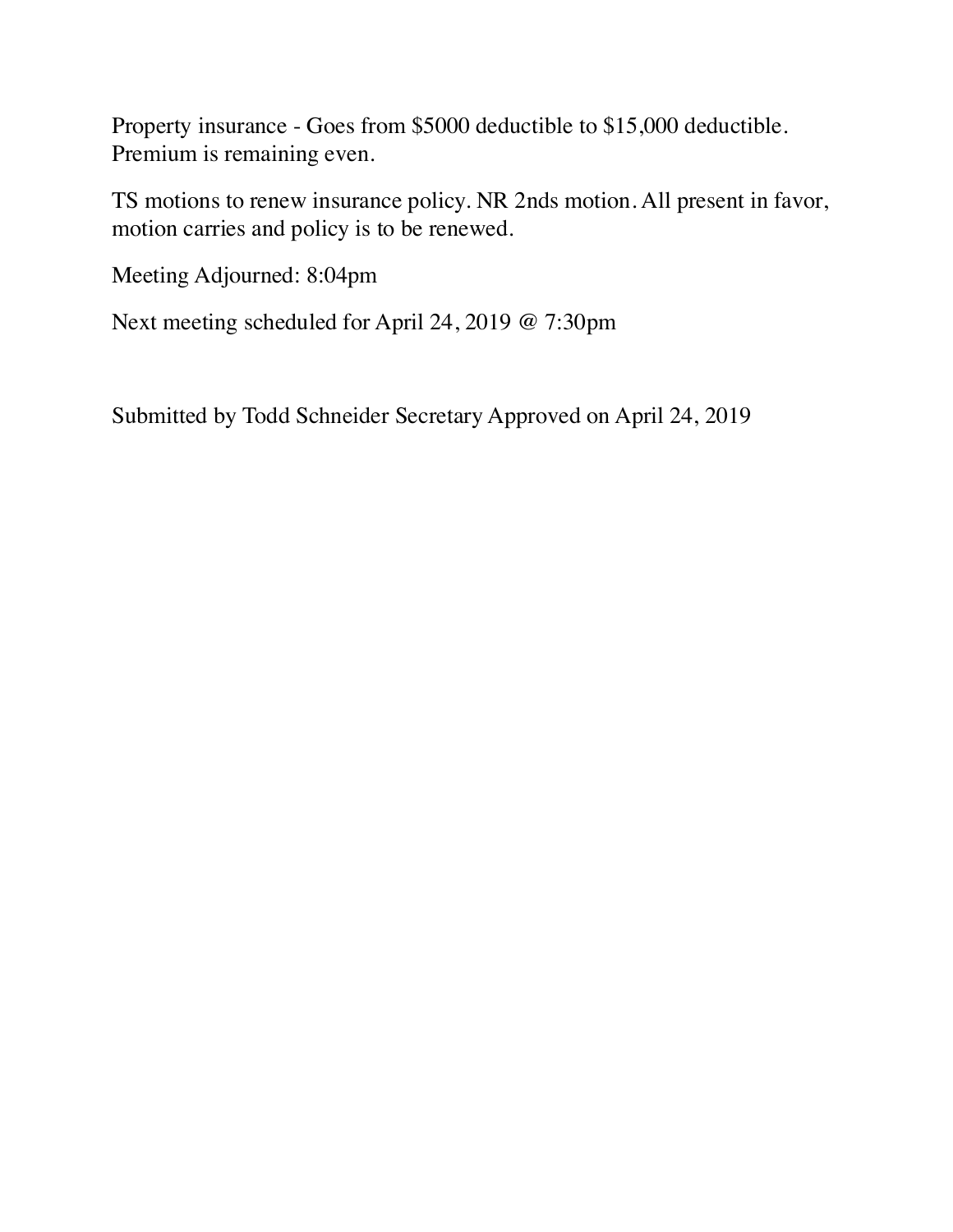Property insurance - Goes from $5000 deductible to $15,000 deductible. Premium is remaining even.

TS motions to renew insurance policy. NR 2nds motion. All present in favor, motion carries and policy is to be renewed.

Meeting Adjourned: 8:04pm

Next meeting scheduled for April 24, 2019 @ 7:30pm

Submitted by Todd Schneider Secretary Approved on April 24, 2019